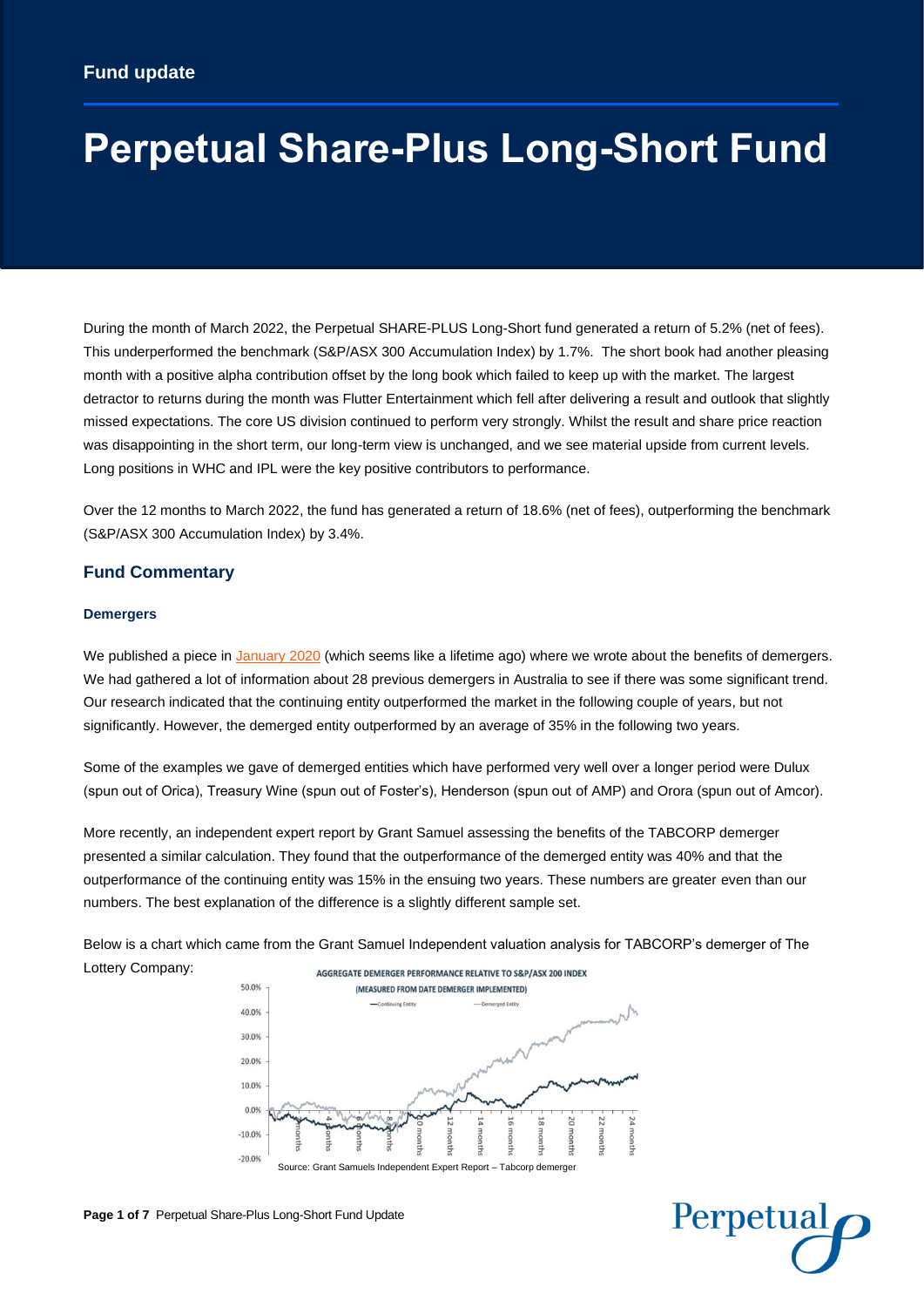Fund update

# Perpetual Share-Plus Long-Short Fund

During the month of March 2022, the Perpetual SHARE-PLUS Long-Short fund generated a return of 5.2% (net of fees). This underperformed the benchmark (S&P/ASX 300 Accumulation Index) by 1.7%. The short book had another pleasing month with a positive alpha contribution offset by the long book which failed to keep up with the market. The largest detractor to returns during the month was Flutter Entertainment which fell after delivering a result and outlook that slightly missed expectations. The core US division continued to perform very strongly. Whilst the result and share price reaction was disappointing in the short term, our long-term view is unchanged, and we see material upside from current levels. Long positions in WHC and IPL were the key positive contributors to performance.

Over the 12 months to March 2022, the fund has generated a return of 18.6% (net of fees), outperforming the benchmark (S&P/ASX 300 Accumulation Index) by 3.4%.

## Fund Commentary

### Demergers

We published a piece in January 2020 (which seems like a lifetime ago) where we wrote about the benefits of demergers. We had gathered a lot of information about 28 previous demergers in Australia to see if there was some significant trend. Our research indicated that the continuing entity outperformed the market in the following couple of years, but not significantly. However, the demerged entity outperformed by an average of 35% in the following two years.

Some of the examples we gave of demerged entities which have performed very well over a longer period were Dulux (spun out of Orica), Treasury Wine (spun out of Foster's), Henderson (spun out of AMP) and Orora (spun out of Amcor).

More recently, an independent expert report by Grant Samuel assessing the benefits of the TABCORP demerger presented a similar calculation. They found that the outperformance of the demerged entity was 40% and that the outperformance of the continuing entity was 15% in the ensuing two years. These numbers are greater even than our numbers. The best explanation of the difference is a slightly different sample set.

Below is a chart which came from the Grant Samuel Independent valuation analysis for TABCORP's demerger of The Lottery Company:

AGGREGATE DEMERGER PERFORMANCE RELATIVE TO S&P/ASX 200 INDEX
(MEASURED FROM DATE DEMERGER IMPLEMENTED)

Source: Grant Samuels Independent Expert Report – Tabcorp demerger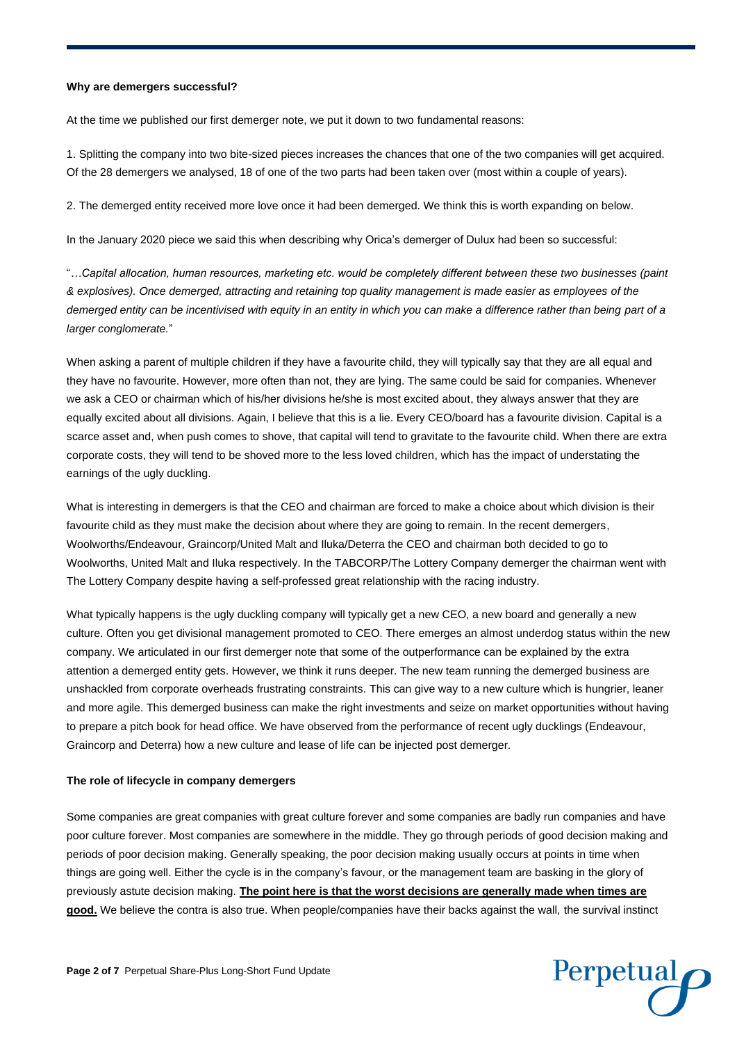**Why are demergers successful?**

At the time we published our first demerger note, we put it down to two fundamental reasons:

1. Splitting the company into two bite-sized pieces increases the chances that one of the two companies will get acquired. Of the 28 demergers we analysed, 18 of one of the two parts had been taken over (most within a couple of years).

2. The demerged entity received more love once it had been demerged. We think this is worth expanding on below.

In the January 2020 piece we said this when describing why Orica's demerger of Dulux had been so successful:

"*…Capital allocation, human resources, marketing etc. would be completely different between these two businesses (paint & explosives). Once demerged, attracting and retaining top quality management is made easier as employees of the demerged entity can be incentivised with equity in an entity in which you can make a difference rather than being part of a larger conglomerate.*"

When asking a parent of multiple children if they have a favourite child, they will typically say that they are all equal and they have no favourite. However, more often than not, they are lying. The same could be said for companies. Whenever we ask a CEO or chairman which of his/her divisions he/she is most excited about, they always answer that they are equally excited about all divisions. Again, I believe that this is a lie. Every CEO/board has a favourite division. Capital is a scarce asset and, when push comes to shove, that capital will tend to gravitate to the favourite child. When there are extra corporate costs, they will tend to be shoved more to the less loved children, which has the impact of understating the earnings of the ugly duckling.

What is interesting in demergers is that the CEO and chairman are forced to make a choice about which division is their favourite child as they must make the decision about where they are going to remain. In the recent demergers, Woolworths/Endeavour, Graincorp/United Malt and Iluka/Deterra the CEO and chairman both decided to go to Woolworths, United Malt and Iluka respectively. In the TABCORP/The Lottery Company demerger the chairman went with The Lottery Company despite having a self-professed great relationship with the racing industry.

What typically happens is the ugly duckling company will typically get a new CEO, a new board and generally a new culture. Often you get divisional management promoted to CEO. There emerges an almost underdog status within the new company. We articulated in our first demerger note that some of the outperformance can be explained by the extra attention a demerged entity gets. However, we think it runs deeper. The new team running the demerged business are unshackled from corporate overheads frustrating constraints. This can give way to a new culture which is hungrier, leaner and more agile. This demerged business can make the right investments and seize on market opportunities without having to prepare a pitch book for head office. We have observed from the performance of recent ugly ducklings (Endeavour, Graincorp and Deterra) how a new culture and lease of life can be injected post demerger.

**The role of lifecycle in company demergers**

Some companies are great companies with great culture forever and some companies are badly run companies and have poor culture forever. Most companies are somewhere in the middle. They go through periods of good decision making and periods of poor decision making. Generally speaking, the poor decision making usually occurs at points in time when things are going well. Either the cycle is in the company's favour, or the management team are basking in the glory of previously astute decision making. **The point here is that the worst decisions are generally made when times are good.** We believe the contra is also true. When people/companies have their backs against the wall, the survival instinct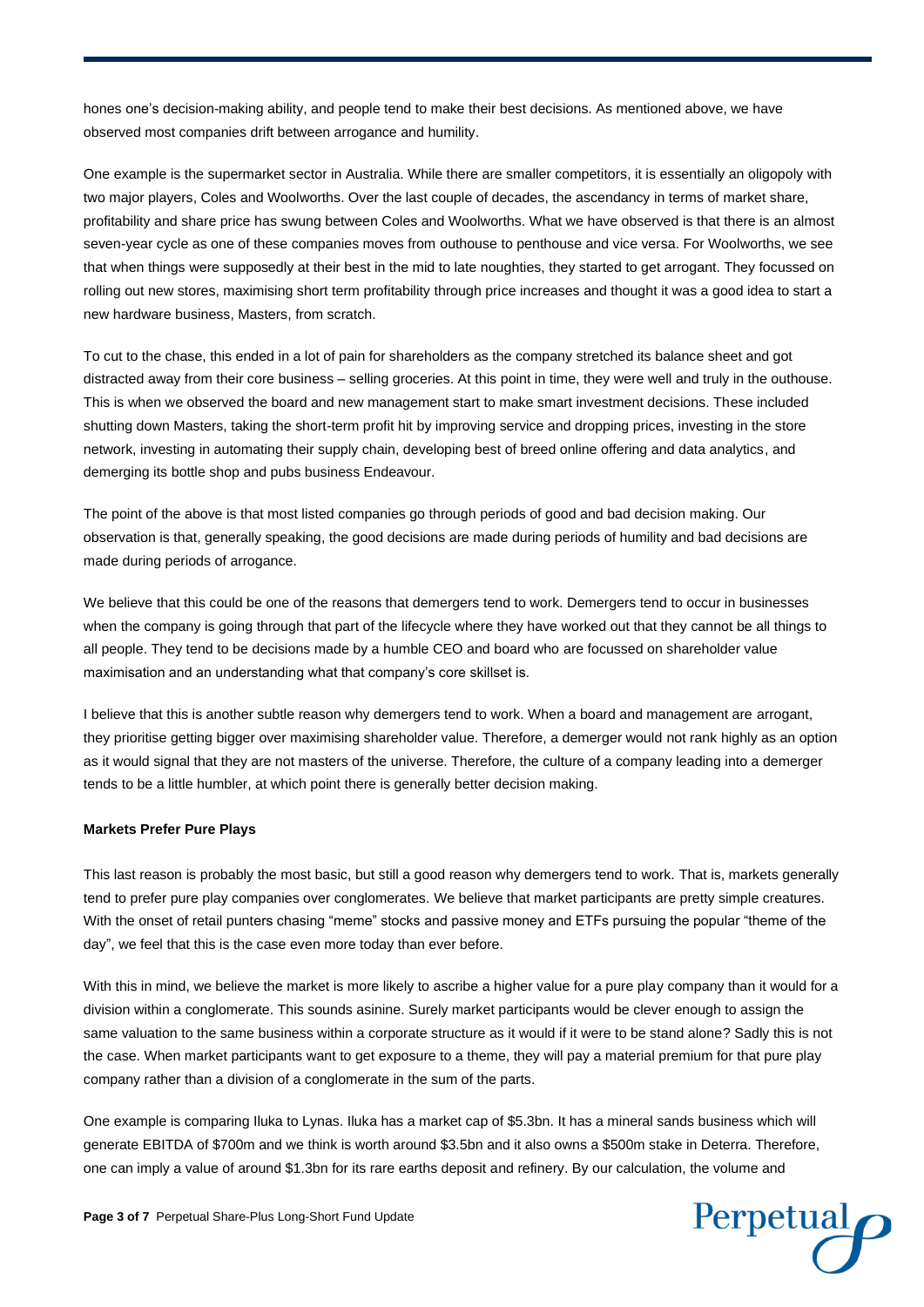hones one's decision-making ability, and people tend to make their best decisions. As mentioned above, we have observed most companies drift between arrogance and humility.

One example is the supermarket sector in Australia. While there are smaller competitors, it is essentially an oligopoly with two major players, Coles and Woolworths. Over the last couple of decades, the ascendancy in terms of market share, profitability and share price has swung between Coles and Woolworths. What we have observed is that there is an almost seven-year cycle as one of these companies moves from outhouse to penthouse and vice versa. For Woolworths, we see that when things were supposedly at their best in the mid to late noughties, they started to get arrogant. They focussed on rolling out new stores, maximising short term profitability through price increases and thought it was a good idea to start a new hardware business, Masters, from scratch.

To cut to the chase, this ended in a lot of pain for shareholders as the company stretched its balance sheet and got distracted away from their core business – selling groceries. At this point in time, they were well and truly in the outhouse. This is when we observed the board and new management start to make smart investment decisions. These included shutting down Masters, taking the short-term profit hit by improving service and dropping prices, investing in the store network, investing in automating their supply chain, developing best of breed online offering and data analytics, and demerging its bottle shop and pubs business Endeavour.

The point of the above is that most listed companies go through periods of good and bad decision making. Our observation is that, generally speaking, the good decisions are made during periods of humility and bad decisions are made during periods of arrogance.

We believe that this could be one of the reasons that demergers tend to work. Demergers tend to occur in businesses when the company is going through that part of the lifecycle where they have worked out that they cannot be all things to all people. They tend to be decisions made by a humble CEO and board who are focussed on shareholder value maximisation and an understanding what that company's core skillset is.

I believe that this is another subtle reason why demergers tend to work. When a board and management are arrogant, they prioritise getting bigger over maximising shareholder value. Therefore, a demerger would not rank highly as an option as it would signal that they are not masters of the universe. Therefore, the culture of a company leading into a demerger tends to be a little humbler, at which point there is generally better decision making.

**Markets Prefer Pure Plays**

This last reason is probably the most basic, but still a good reason why demergers tend to work. That is, markets generally tend to prefer pure play companies over conglomerates. We believe that market participants are pretty simple creatures. With the onset of retail punters chasing "meme" stocks and passive money and ETFs pursuing the popular "theme of the day", we feel that this is the case even more today than ever before.

With this in mind, we believe the market is more likely to ascribe a higher value for a pure play company than it would for a division within a conglomerate. This sounds asinine. Surely market participants would be clever enough to assign the same valuation to the same business within a corporate structure as it would if it were to be stand alone? Sadly this is not the case. When market participants want to get exposure to a theme, they will pay a material premium for that pure play company rather than a division of a conglomerate in the sum of the parts.

One example is comparing Iluka to Lynas. Iluka has a market cap of $5.3bn. It has a mineral sands business which will generate EBITDA of $700m and we think is worth around $3.5bn and it also owns a $500m stake in Deterra. Therefore, one can imply a value of around $1.3bn for its rare earths deposit and refinery. By our calculation, the volume and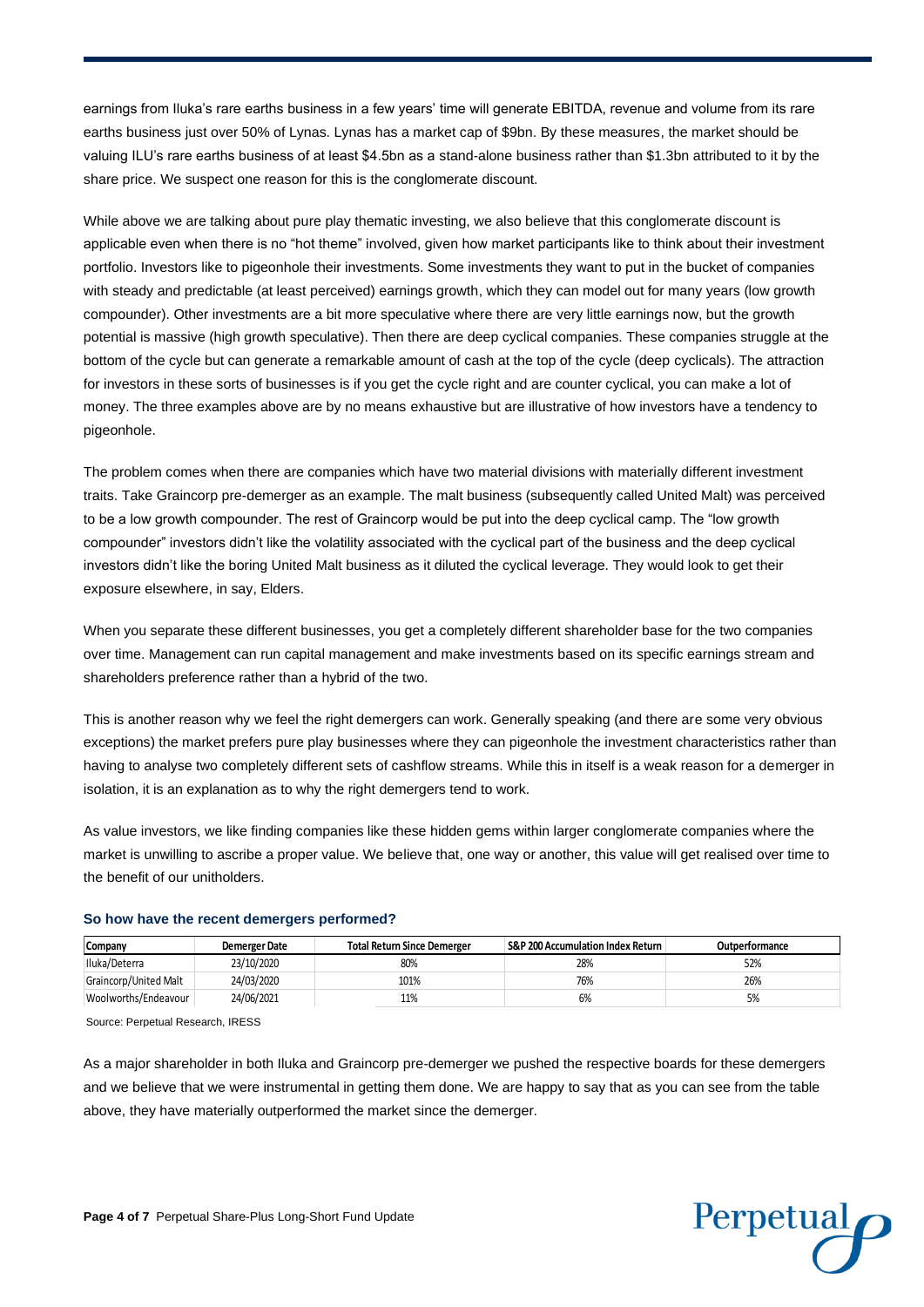earnings from Iluka's rare earths business in a few years' time will generate EBITDA, revenue and volume from its rare earths business just over 50% of Lynas. Lynas has a market cap of $9bn. By these measures, the market should be valuing ILU's rare earths business of at least $4.5bn as a stand-alone business rather than $1.3bn attributed to it by the share price. We suspect one reason for this is the conglomerate discount.

While above we are talking about pure play thematic investing, we also believe that this conglomerate discount is applicable even when there is no "hot theme" involved, given how market participants like to think about their investment portfolio. Investors like to pigeonhole their investments. Some investments they want to put in the bucket of companies with steady and predictable (at least perceived) earnings growth, which they can model out for many years (low growth compounder). Other investments are a bit more speculative where there are very little earnings now, but the growth potential is massive (high growth speculative). Then there are deep cyclical companies. These companies struggle at the bottom of the cycle but can generate a remarkable amount of cash at the top of the cycle (deep cyclicals). The attraction for investors in these sorts of businesses is if you get the cycle right and are counter cyclical, you can make a lot of money. The three examples above are by no means exhaustive but are illustrative of how investors have a tendency to pigeonhole.

The problem comes when there are companies which have two material divisions with materially different investment traits. Take Graincorp pre-demerger as an example. The malt business (subsequently called United Malt) was perceived to be a low growth compounder. The rest of Graincorp would be put into the deep cyclical camp. The "low growth compounder" investors didn't like the volatility associated with the cyclical part of the business and the deep cyclical investors didn't like the boring United Malt business as it diluted the cyclical leverage. They would look to get their exposure elsewhere, in say, Elders.

When you separate these different businesses, you get a completely different shareholder base for the two companies over time. Management can run capital management and make investments based on its specific earnings stream and shareholders preference rather than a hybrid of the two.

This is another reason why we feel the right demergers can work. Generally speaking (and there are some very obvious exceptions) the market prefers pure play businesses where they can pigeonhole the investment characteristics rather than having to analyse two completely different sets of cashflow streams. While this in itself is a weak reason for a demerger in isolation, it is an explanation as to why the right demergers tend to work.

As value investors, we like finding companies like these hidden gems within larger conglomerate companies where the market is unwilling to ascribe a proper value. We believe that, one way or another, this value will get realised over time to the benefit of our unitholders.

### So how have the recent demergers performed?

| Company | Demerger Date | Total Return Since Demerger | S&P 200 Accumulation Index Return | Outperformance |
|---|---|---|---|---|
| Iluka/Deterra | 23/10/2020 | 80% | 28% | 52% |
| Graincorp/United Malt | 24/03/2020 | 101% | 76% | 26% |
| Woolworths/Endeavour | 24/06/2021 | 11% | 6% | 5% |

Source: Perpetual Research, IRESS

As a major shareholder in both Iluka and Graincorp pre-demerger we pushed the respective boards for these demergers and we believe that we were instrumental in getting them done. We are happy to say that as you can see from the table above, they have materially outperformed the market since the demerger.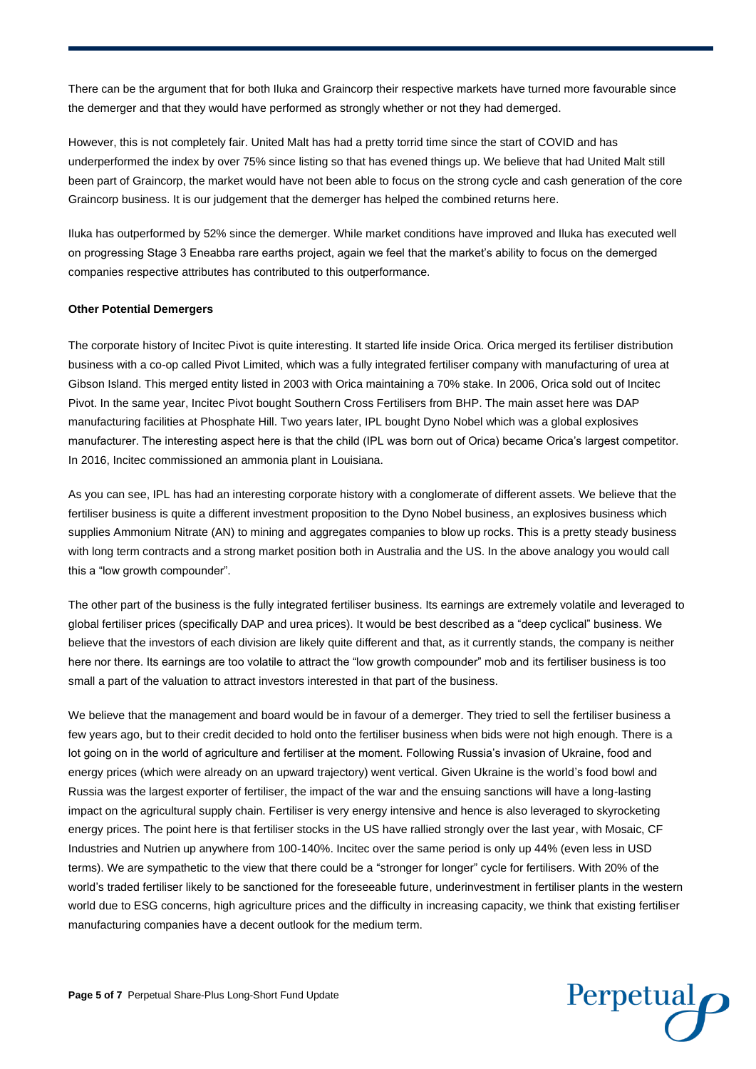There can be the argument that for both Iluka and Graincorp their respective markets have turned more favourable since the demerger and that they would have performed as strongly whether or not they had demerged.

However, this is not completely fair. United Malt has had a pretty torrid time since the start of COVID and has underperformed the index by over 75% since listing so that has evened things up. We believe that had United Malt still been part of Graincorp, the market would have not been able to focus on the strong cycle and cash generation of the core Graincorp business. It is our judgement that the demerger has helped the combined returns here.

Iluka has outperformed by 52% since the demerger. While market conditions have improved and Iluka has executed well on progressing Stage 3 Eneabba rare earths project, again we feel that the market's ability to focus on the demerged companies respective attributes has contributed to this outperformance.

**Other Potential Demergers**

The corporate history of Incitec Pivot is quite interesting. It started life inside Orica. Orica merged its fertiliser distribution business with a co-op called Pivot Limited, which was a fully integrated fertiliser company with manufacturing of urea at Gibson Island. This merged entity listed in 2003 with Orica maintaining a 70% stake. In 2006, Orica sold out of Incitec Pivot. In the same year, Incitec Pivot bought Southern Cross Fertilisers from BHP. The main asset here was DAP manufacturing facilities at Phosphate Hill. Two years later, IPL bought Dyno Nobel which was a global explosives manufacturer. The interesting aspect here is that the child (IPL was born out of Orica) became Orica's largest competitor. In 2016, Incitec commissioned an ammonia plant in Louisiana.

As you can see, IPL has had an interesting corporate history with a conglomerate of different assets. We believe that the fertiliser business is quite a different investment proposition to the Dyno Nobel business, an explosives business which supplies Ammonium Nitrate (AN) to mining and aggregates companies to blow up rocks. This is a pretty steady business with long term contracts and a strong market position both in Australia and the US. In the above analogy you would call this a "low growth compounder".

The other part of the business is the fully integrated fertiliser business. Its earnings are extremely volatile and leveraged to global fertiliser prices (specifically DAP and urea prices). It would be best described as a "deep cyclical" business. We believe that the investors of each division are likely quite different and that, as it currently stands, the company is neither here nor there. Its earnings are too volatile to attract the "low growth compounder" mob and its fertiliser business is too small a part of the valuation to attract investors interested in that part of the business.

We believe that the management and board would be in favour of a demerger. They tried to sell the fertiliser business a few years ago, but to their credit decided to hold onto the fertiliser business when bids were not high enough. There is a lot going on in the world of agriculture and fertiliser at the moment. Following Russia's invasion of Ukraine, food and energy prices (which were already on an upward trajectory) went vertical. Given Ukraine is the world's food bowl and Russia was the largest exporter of fertiliser, the impact of the war and the ensuing sanctions will have a long-lasting impact on the agricultural supply chain. Fertiliser is very energy intensive and hence is also leveraged to skyrocketing energy prices. The point here is that fertiliser stocks in the US have rallied strongly over the last year, with Mosaic, CF Industries and Nutrien up anywhere from 100-140%. Incitec over the same period is only up 44% (even less in USD terms). We are sympathetic to the view that there could be a "stronger for longer" cycle for fertilisers. With 20% of the world's traded fertiliser likely to be sanctioned for the foreseeable future, underinvestment in fertiliser plants in the western world due to ESG concerns, high agriculture prices and the difficulty in increasing capacity, we think that existing fertiliser manufacturing companies have a decent outlook for the medium term.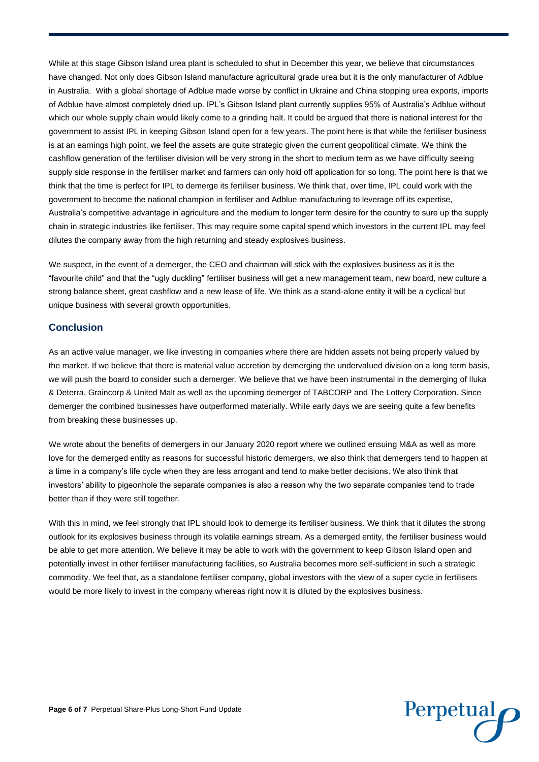While at this stage Gibson Island urea plant is scheduled to shut in December this year, we believe that circumstances have changed. Not only does Gibson Island manufacture agricultural grade urea but it is the only manufacturer of Adblue in Australia. With a global shortage of Adblue made worse by conflict in Ukraine and China stopping urea exports, imports of Adblue have almost completely dried up. IPL's Gibson Island plant currently supplies 95% of Australia's Adblue without which our whole supply chain would likely come to a grinding halt. It could be argued that there is national interest for the government to assist IPL in keeping Gibson Island open for a few years. The point here is that while the fertiliser business is at an earnings high point, we feel the assets are quite strategic given the current geopolitical climate. We think the cashflow generation of the fertiliser division will be very strong in the short to medium term as we have difficulty seeing supply side response in the fertiliser market and farmers can only hold off application for so long. The point here is that we think that the time is perfect for IPL to demerge its fertiliser business. We think that, over time, IPL could work with the government to become the national champion in fertiliser and Adblue manufacturing to leverage off its expertise, Australia's competitive advantage in agriculture and the medium to longer term desire for the country to sure up the supply chain in strategic industries like fertiliser. This may require some capital spend which investors in the current IPL may feel dilutes the company away from the high returning and steady explosives business.

We suspect, in the event of a demerger, the CEO and chairman will stick with the explosives business as it is the "favourite child" and that the "ugly duckling" fertiliser business will get a new management team, new board, new culture a strong balance sheet, great cashflow and a new lease of life. We think as a stand-alone entity it will be a cyclical but unique business with several growth opportunities.

## Conclusion

As an active value manager, we like investing in companies where there are hidden assets not being properly valued by the market. If we believe that there is material value accretion by demerging the undervalued division on a long term basis, we will push the board to consider such a demerger. We believe that we have been instrumental in the demerging of Iluka & Deterra, Graincorp & United Malt as well as the upcoming demerger of TABCORP and The Lottery Corporation. Since demerger the combined businesses have outperformed materially. While early days we are seeing quite a few benefits from breaking these businesses up.

We wrote about the benefits of demergers in our January 2020 report where we outlined ensuing M&A as well as more love for the demerged entity as reasons for successful historic demergers, we also think that demergers tend to happen at a time in a company's life cycle when they are less arrogant and tend to make better decisions. We also think that investors' ability to pigeonhole the separate companies is also a reason why the two separate companies tend to trade better than if they were still together.

With this in mind, we feel strongly that IPL should look to demerge its fertiliser business. We think that it dilutes the strong outlook for its explosives business through its volatile earnings stream. As a demerged entity, the fertiliser business would be able to get more attention. We believe it may be able to work with the government to keep Gibson Island open and potentially invest in other fertiliser manufacturing facilities, so Australia becomes more self-sufficient in such a strategic commodity. We feel that, as a standalone fertiliser company, global investors with the view of a super cycle in fertilisers would be more likely to invest in the company whereas right now it is diluted by the explosives business.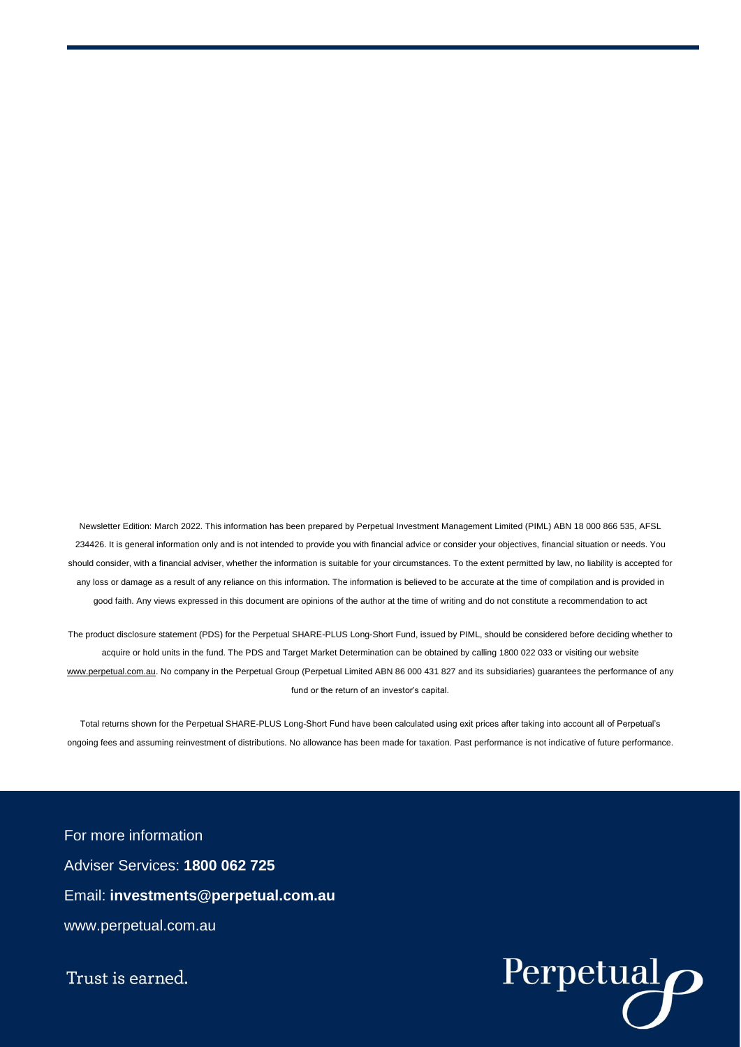Newsletter Edition: March 2022. This information has been prepared by Perpetual Investment Management Limited (PIML) ABN 18 000 866 535, AFSL 234426. It is general information only and is not intended to provide you with financial advice or consider your objectives, financial situation or needs. You should consider, with a financial adviser, whether the information is suitable for your circumstances. To the extent permitted by law, no liability is accepted for any loss or damage as a result of any reliance on this information. The information is believed to be accurate at the time of compilation and is provided in good faith. Any views expressed in this document are opinions of the author at the time of writing and do not constitute a recommendation to act

The product disclosure statement (PDS) for the Perpetual SHARE-PLUS Long-Short Fund, issued by PIML, should be considered before deciding whether to acquire or hold units in the fund. The PDS and Target Market Determination can be obtained by calling 1800 022 033 or visiting our website www.perpetual.com.au. No company in the Perpetual Group (Perpetual Limited ABN 86 000 431 827 and its subsidiaries) guarantees the performance of any fund or the return of an investor's capital.

Total returns shown for the Perpetual SHARE-PLUS Long-Short Fund have been calculated using exit prices after taking into account all of Perpetual's ongoing fees and assuming reinvestment of distributions. No allowance has been made for taxation. Past performance is not indicative of future performance.

For more information

Adviser Services: **1800 062 725**

Email: **investments@perpetual.com.au**

www.perpetual.com.au

Trust is earned.

Perpetual